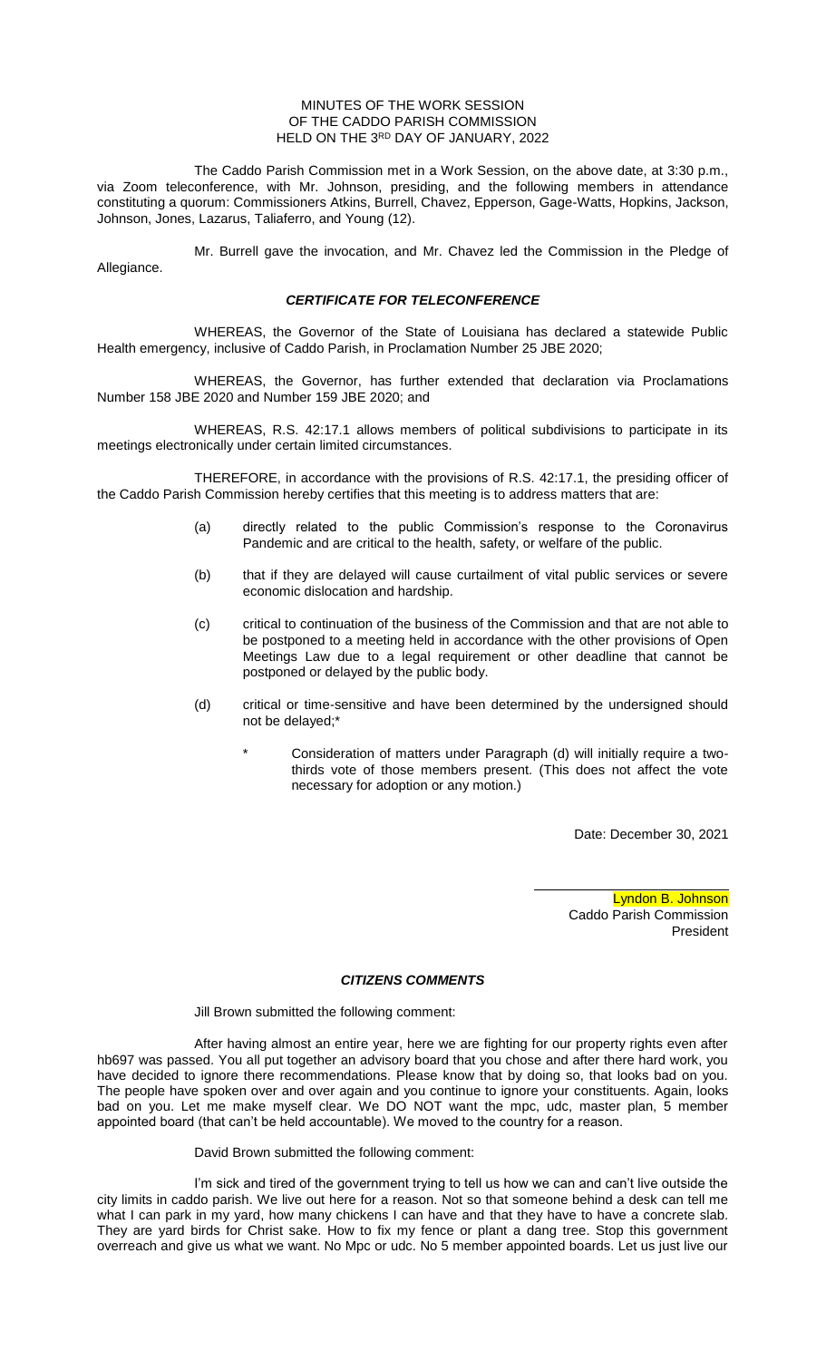MINUTES OF THE WORK SESSION
OF THE CADDO PARISH COMMISSION
HELD ON THE 3RD DAY OF JANUARY, 2022

The Caddo Parish Commission met in a Work Session, on the above date, at 3:30 p.m., via Zoom teleconference, with Mr. Johnson, presiding, and the following members in attendance constituting a quorum: Commissioners Atkins, Burrell, Chavez, Epperson, Gage-Watts, Hopkins, Jackson, Johnson, Jones, Lazarus, Taliaferro, and Young (12).

Mr. Burrell gave the invocation, and Mr. Chavez led the Commission in the Pledge of Allegiance.

***CERTIFICATE FOR TELECONFERENCE***

WHEREAS, the Governor of the State of Louisiana has declared a statewide Public Health emergency, inclusive of Caddo Parish, in Proclamation Number 25 JBE 2020;

WHEREAS, the Governor, has further extended that declaration via Proclamations Number 158 JBE 2020 and Number 159 JBE 2020; and

WHEREAS, R.S. 42:17.1 allows members of political subdivisions to participate in its meetings electronically under certain limited circumstances.

THEREFORE, in accordance with the provisions of R.S. 42:17.1, the presiding officer of the Caddo Parish Commission hereby certifies that this meeting is to address matters that are:

(a) directly related to the public Commission's response to the Coronavirus Pandemic and are critical to the health, safety, or welfare of the public.

(b) that if they are delayed will cause curtailment of vital public services or severe economic dislocation and hardship.

(c) critical to continuation of the business of the Commission and that are not able to be postponed to a meeting held in accordance with the other provisions of Open Meetings Law due to a legal requirement or other deadline that cannot be postponed or delayed by the public body.

(d) critical or time-sensitive and have been determined by the undersigned should not be delayed;*

\* Consideration of matters under Paragraph (d) will initially require a two-thirds vote of those members present. (This does not affect the vote necessary for adoption or any motion.)

Date: December 30, 2021

Lyndon B. Johnson
Caddo Parish Commission
President

***CITIZENS COMMENTS***

Jill Brown submitted the following comment:

After having almost an entire year, here we are fighting for our property rights even after hb697 was passed. You all put together an advisory board that you chose and after there hard work, you have decided to ignore there recommendations. Please know that by doing so, that looks bad on you. The people have spoken over and over again and you continue to ignore your constituents. Again, looks bad on you. Let me make myself clear. We DO NOT want the mpc, udc, master plan, 5 member appointed board (that can't be held accountable). We moved to the country for a reason.

David Brown submitted the following comment:

I'm sick and tired of the government trying to tell us how we can and can't live outside the city limits in caddo parish. We live out here for a reason. Not so that someone behind a desk can tell me what I can park in my yard, how many chickens I can have and that they have to have a concrete slab. They are yard birds for Christ sake. How to fix my fence or plant a dang tree. Stop this government overreach and give us what we want. No Mpc or udc. No 5 member appointed boards. Let us just live our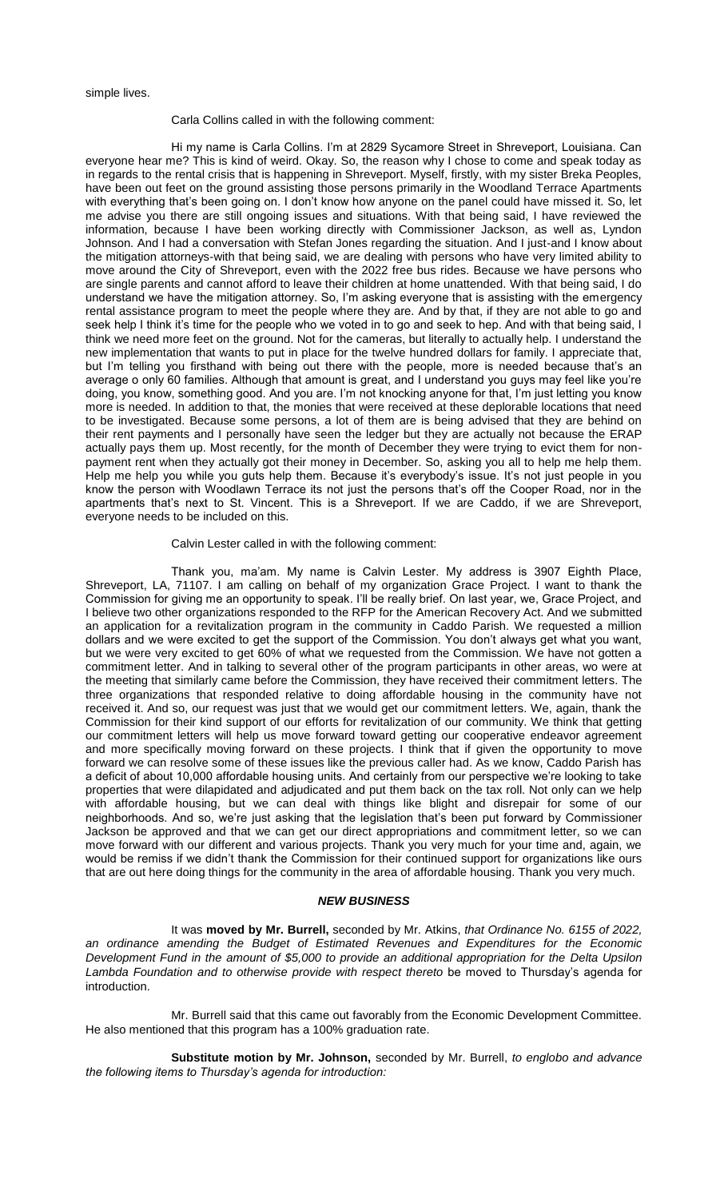simple lives.

Carla Collins called in with the following comment:

Hi my name is Carla Collins. I'm at 2829 Sycamore Street in Shreveport, Louisiana. Can everyone hear me? This is kind of weird. Okay. So, the reason why I chose to come and speak today as in regards to the rental crisis that is happening in Shreveport. Myself, firstly, with my sister Breka Peoples, have been out feet on the ground assisting those persons primarily in the Woodland Terrace Apartments with everything that's been going on. I don't know how anyone on the panel could have missed it. So, let me advise you there are still ongoing issues and situations. With that being said, I have reviewed the information, because I have been working directly with Commissioner Jackson, as well as, Lyndon Johnson. And I had a conversation with Stefan Jones regarding the situation. And I just-and I know about the mitigation attorneys-with that being said, we are dealing with persons who have very limited ability to move around the City of Shreveport, even with the 2022 free bus rides. Because we have persons who are single parents and cannot afford to leave their children at home unattended. With that being said, I do understand we have the mitigation attorney. So, I'm asking everyone that is assisting with the emergency rental assistance program to meet the people where they are. And by that, if they are not able to go and seek help I think it's time for the people who we voted in to go and seek to hep. And with that being said, I think we need more feet on the ground. Not for the cameras, but literally to actually help. I understand the new implementation that wants to put in place for the twelve hundred dollars for family. I appreciate that, but I'm telling you firsthand with being out there with the people, more is needed because that's an average o only 60 families. Although that amount is great, and I understand you guys may feel like you're doing, you know, something good. And you are. I'm not knocking anyone for that, I'm just letting you know more is needed. In addition to that, the monies that were received at these deplorable locations that need to be investigated. Because some persons, a lot of them are is being advised that they are behind on their rent payments and I personally have seen the ledger but they are actually not because the ERAP actually pays them up. Most recently, for the month of December they were trying to evict them for non-payment rent when they actually got their money in December. So, asking you all to help me help them. Help me help you while you guts help them. Because it's everybody's issue. It's not just people in you know the person with Woodlawn Terrace its not just the persons that's off the Cooper Road, nor in the apartments that's next to St. Vincent. This is a Shreveport. If we are Caddo, if we are Shreveport, everyone needs to be included on this.

Calvin Lester called in with the following comment:

Thank you, ma'am. My name is Calvin Lester. My address is 3907 Eighth Place, Shreveport, LA, 71107. I am calling on behalf of my organization Grace Project. I want to thank the Commission for giving me an opportunity to speak. I'll be really brief. On last year, we, Grace Project, and I believe two other organizations responded to the RFP for the American Recovery Act. And we submitted an application for a revitalization program in the community in Caddo Parish. We requested a million dollars and we were excited to get the support of the Commission. You don't always get what you want, but we were very excited to get 60% of what we requested from the Commission. We have not gotten a commitment letter. And in talking to several other of the program participants in other areas, wo were at the meeting that similarly came before the Commission, they have received their commitment letters. The three organizations that responded relative to doing affordable housing in the community have not received it. And so, our request was just that we would get our commitment letters. We, again, thank the Commission for their kind support of our efforts for revitalization of our community. We think that getting our commitment letters will help us move forward toward getting our cooperative endeavor agreement and more specifically moving forward on these projects. I think that if given the opportunity to move forward we can resolve some of these issues like the previous caller had. As we know, Caddo Parish has a deficit of about 10,000 affordable housing units. And certainly from our perspective we're looking to take properties that were dilapidated and adjudicated and put them back on the tax roll. Not only can we help with affordable housing, but we can deal with things like blight and disrepair for some of our neighborhoods. And so, we're just asking that the legislation that's been put forward by Commissioner Jackson be approved and that we can get our direct appropriations and commitment letter, so we can move forward with our different and various projects. Thank you very much for your time and, again, we would be remiss if we didn't thank the Commission for their continued support for organizations like ours that are out here doing things for the community in the area of affordable housing. Thank you very much.

## *NEW BUSINESS*

It was **moved by Mr. Burrell,** seconded by Mr. Atkins, *that Ordinance No. 6155 of 2022, an ordinance amending the Budget of Estimated Revenues and Expenditures for the Economic Development Fund in the amount of $5,000 to provide an additional appropriation for the Delta Upsilon Lambda Foundation and to otherwise provide with respect thereto* be moved to Thursday's agenda for introduction.

Mr. Burrell said that this came out favorably from the Economic Development Committee. He also mentioned that this program has a 100% graduation rate.

**Substitute motion by Mr. Johnson,** seconded by Mr. Burrell, *to englobo and advance the following items to Thursday's agenda for introduction:*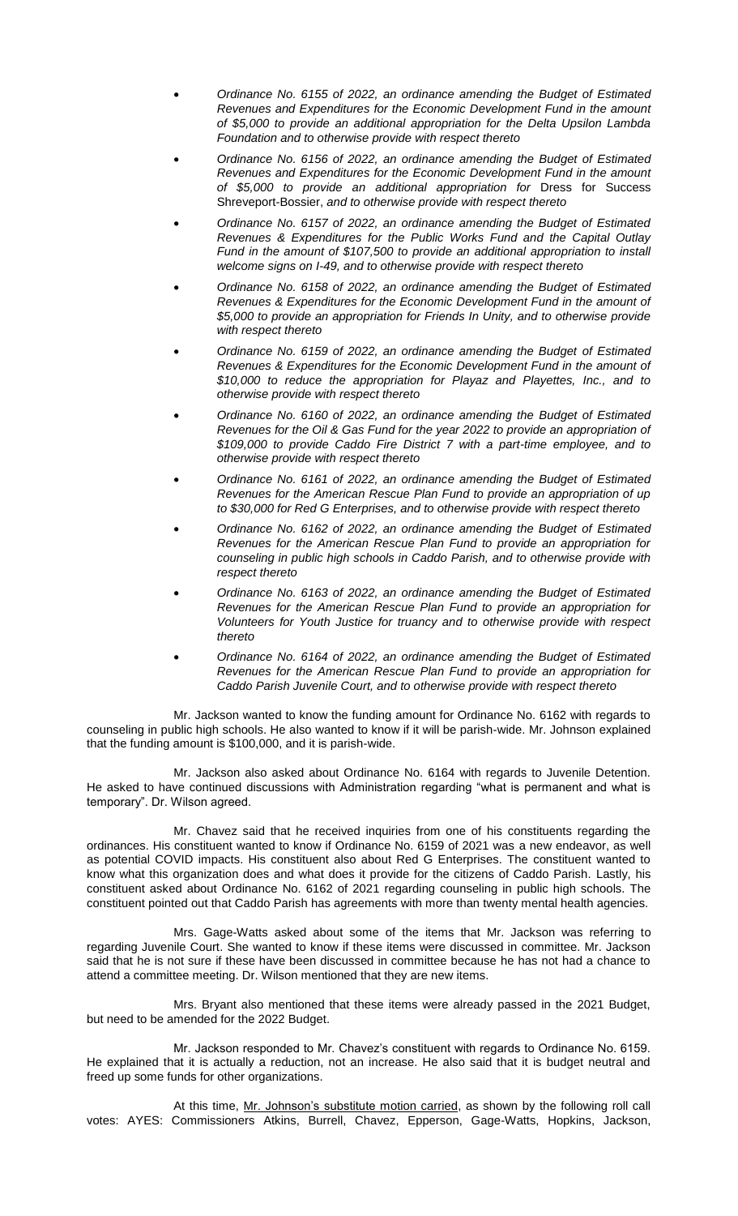- *Ordinance No. 6155 of 2022, an ordinance amending the Budget of Estimated Revenues and Expenditures for the Economic Development Fund in the amount of $5,000 to provide an additional appropriation for the Delta Upsilon Lambda Foundation and to otherwise provide with respect thereto*
- *Ordinance No. 6156 of 2022, an ordinance amending the Budget of Estimated Revenues and Expenditures for the Economic Development Fund in the amount of $5,000 to provide an additional appropriation for* Dress for Success Shreveport-Bossier, *and to otherwise provide with respect thereto*
- *Ordinance No. 6157 of 2022, an ordinance amending the Budget of Estimated Revenues & Expenditures for the Public Works Fund and the Capital Outlay Fund in the amount of $107,500 to provide an additional appropriation to install welcome signs on I-49, and to otherwise provide with respect thereto*
- *Ordinance No. 6158 of 2022, an ordinance amending the Budget of Estimated Revenues & Expenditures for the Economic Development Fund in the amount of $5,000 to provide an appropriation for Friends In Unity, and to otherwise provide with respect thereto*
- *Ordinance No. 6159 of 2022, an ordinance amending the Budget of Estimated Revenues & Expenditures for the Economic Development Fund in the amount of $10,000 to reduce the appropriation for Playaz and Playettes, Inc., and to otherwise provide with respect thereto*
- *Ordinance No. 6160 of 2022, an ordinance amending the Budget of Estimated Revenues for the Oil & Gas Fund for the year 2022 to provide an appropriation of $109,000 to provide Caddo Fire District 7 with a part-time employee, and to otherwise provide with respect thereto*
- *Ordinance No. 6161 of 2022, an ordinance amending the Budget of Estimated Revenues for the American Rescue Plan Fund to provide an appropriation of up to $30,000 for Red G Enterprises, and to otherwise provide with respect thereto*
- *Ordinance No. 6162 of 2022, an ordinance amending the Budget of Estimated Revenues for the American Rescue Plan Fund to provide an appropriation for counseling in public high schools in Caddo Parish, and to otherwise provide with respect thereto*
- *Ordinance No. 6163 of 2022, an ordinance amending the Budget of Estimated Revenues for the American Rescue Plan Fund to provide an appropriation for Volunteers for Youth Justice for truancy and to otherwise provide with respect thereto*
- *Ordinance No. 6164 of 2022, an ordinance amending the Budget of Estimated Revenues for the American Rescue Plan Fund to provide an appropriation for Caddo Parish Juvenile Court, and to otherwise provide with respect thereto*

Mr. Jackson wanted to know the funding amount for Ordinance No. 6162 with regards to counseling in public high schools. He also wanted to know if it will be parish-wide. Mr. Johnson explained that the funding amount is $100,000, and it is parish-wide.

Mr. Jackson also asked about Ordinance No. 6164 with regards to Juvenile Detention. He asked to have continued discussions with Administration regarding "what is permanent and what is temporary". Dr. Wilson agreed.

Mr. Chavez said that he received inquiries from one of his constituents regarding the ordinances. His constituent wanted to know if Ordinance No. 6159 of 2021 was a new endeavor, as well as potential COVID impacts. His constituent also about Red G Enterprises. The constituent wanted to know what this organization does and what does it provide for the citizens of Caddo Parish. Lastly, his constituent asked about Ordinance No. 6162 of 2021 regarding counseling in public high schools. The constituent pointed out that Caddo Parish has agreements with more than twenty mental health agencies.

Mrs. Gage-Watts asked about some of the items that Mr. Jackson was referring to regarding Juvenile Court. She wanted to know if these items were discussed in committee. Mr. Jackson said that he is not sure if these have been discussed in committee because he has not had a chance to attend a committee meeting. Dr. Wilson mentioned that they are new items.

Mrs. Bryant also mentioned that these items were already passed in the 2021 Budget, but need to be amended for the 2022 Budget.

Mr. Jackson responded to Mr. Chavez's constituent with regards to Ordinance No. 6159. He explained that it is actually a reduction, not an increase. He also said that it is budget neutral and freed up some funds for other organizations.

At this time, Mr. Johnson's substitute motion carried, as shown by the following roll call votes: AYES: Commissioners Atkins, Burrell, Chavez, Epperson, Gage-Watts, Hopkins, Jackson,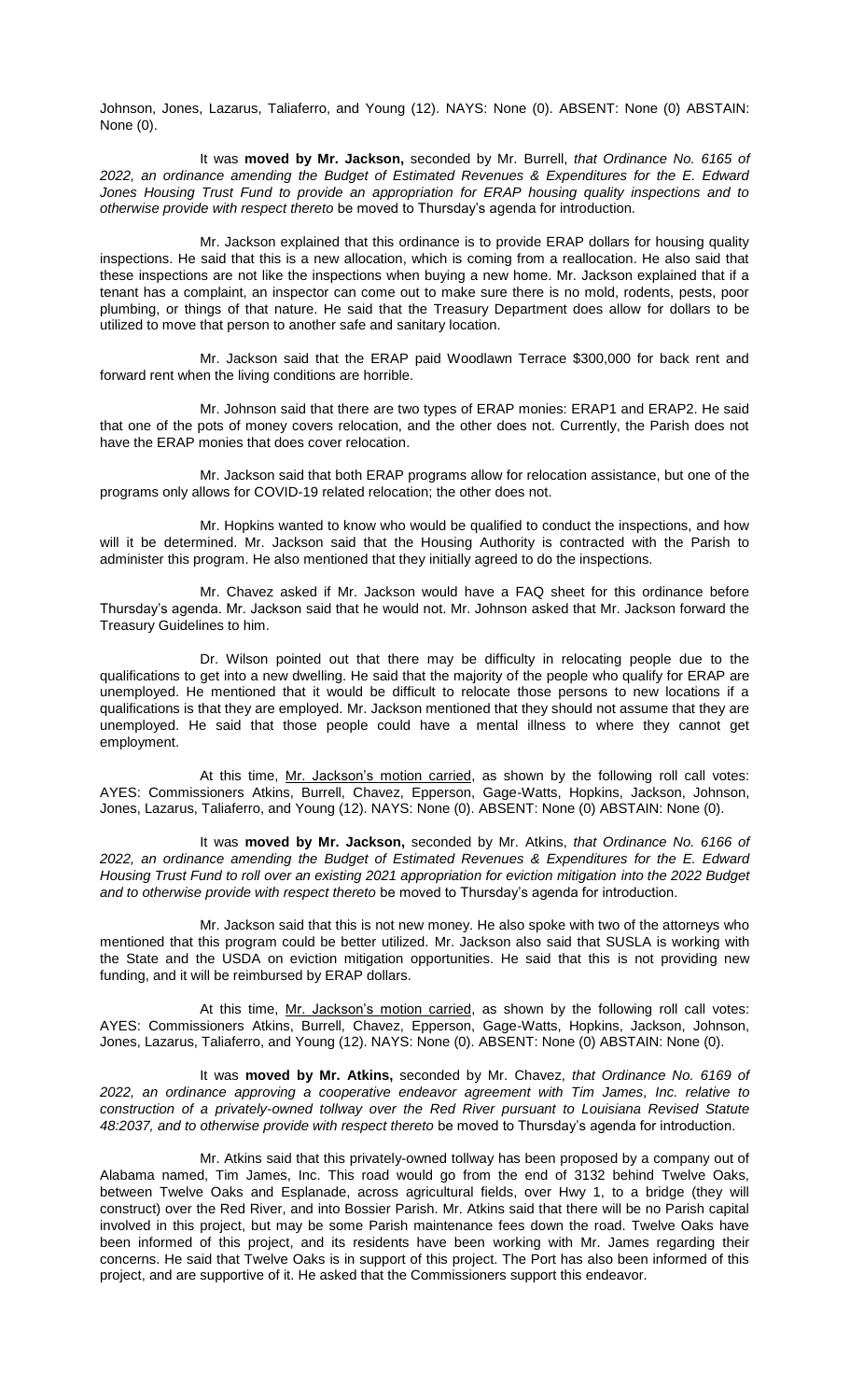Johnson, Jones, Lazarus, Taliaferro, and Young (12). NAYS: None (0). ABSENT: None (0) ABSTAIN: None (0).

It was **moved by Mr. Jackson,** seconded by Mr. Burrell, *that Ordinance No. 6165 of 2022, an ordinance amending the Budget of Estimated Revenues & Expenditures for the E. Edward Jones Housing Trust Fund to provide an appropriation for ERAP housing quality inspections and to otherwise provide with respect thereto* be moved to Thursday's agenda for introduction.

Mr. Jackson explained that this ordinance is to provide ERAP dollars for housing quality inspections. He said that this is a new allocation, which is coming from a reallocation. He also said that these inspections are not like the inspections when buying a new home. Mr. Jackson explained that if a tenant has a complaint, an inspector can come out to make sure there is no mold, rodents, pests, poor plumbing, or things of that nature. He said that the Treasury Department does allow for dollars to be utilized to move that person to another safe and sanitary location.

Mr. Jackson said that the ERAP paid Woodlawn Terrace $300,000 for back rent and forward rent when the living conditions are horrible.

Mr. Johnson said that there are two types of ERAP monies: ERAP1 and ERAP2. He said that one of the pots of money covers relocation, and the other does not. Currently, the Parish does not have the ERAP monies that does cover relocation.

Mr. Jackson said that both ERAP programs allow for relocation assistance, but one of the programs only allows for COVID-19 related relocation; the other does not.

Mr. Hopkins wanted to know who would be qualified to conduct the inspections, and how will it be determined. Mr. Jackson said that the Housing Authority is contracted with the Parish to administer this program. He also mentioned that they initially agreed to do the inspections.

Mr. Chavez asked if Mr. Jackson would have a FAQ sheet for this ordinance before Thursday's agenda. Mr. Jackson said that he would not. Mr. Johnson asked that Mr. Jackson forward the Treasury Guidelines to him.

Dr. Wilson pointed out that there may be difficulty in relocating people due to the qualifications to get into a new dwelling. He said that the majority of the people who qualify for ERAP are unemployed. He mentioned that it would be difficult to relocate those persons to new locations if a qualifications is that they are employed. Mr. Jackson mentioned that they should not assume that they are unemployed. He said that those people could have a mental illness to where they cannot get employment.

At this time, <u>Mr. Jackson's motion carried</u>, as shown by the following roll call votes: AYES: Commissioners Atkins, Burrell, Chavez, Epperson, Gage-Watts, Hopkins, Jackson, Johnson, Jones, Lazarus, Taliaferro, and Young (12). NAYS: None (0). ABSENT: None (0) ABSTAIN: None (0).

It was **moved by Mr. Jackson,** seconded by Mr. Atkins, *that Ordinance No. 6166 of 2022, an ordinance amending the Budget of Estimated Revenues & Expenditures for the E. Edward Housing Trust Fund to roll over an existing 2021 appropriation for eviction mitigation into the 2022 Budget and to otherwise provide with respect thereto* be moved to Thursday's agenda for introduction.

Mr. Jackson said that this is not new money. He also spoke with two of the attorneys who mentioned that this program could be better utilized. Mr. Jackson also said that SUSLA is working with the State and the USDA on eviction mitigation opportunities. He said that this is not providing new funding, and it will be reimbursed by ERAP dollars.

At this time, <u>Mr. Jackson's motion carried</u>, as shown by the following roll call votes: AYES: Commissioners Atkins, Burrell, Chavez, Epperson, Gage-Watts, Hopkins, Jackson, Johnson, Jones, Lazarus, Taliaferro, and Young (12). NAYS: None (0). ABSENT: None (0) ABSTAIN: None (0).

It was **moved by Mr. Atkins,** seconded by Mr. Chavez, *that Ordinance No. 6169 of 2022, an ordinance approving a cooperative endeavor agreement with Tim James, Inc. relative to construction of a privately-owned tollway over the Red River pursuant to Louisiana Revised Statute 48:2037, and to otherwise provide with respect thereto* be moved to Thursday's agenda for introduction.

Mr. Atkins said that this privately-owned tollway has been proposed by a company out of Alabama named, Tim James, Inc. This road would go from the end of 3132 behind Twelve Oaks, between Twelve Oaks and Esplanade, across agricultural fields, over Hwy 1, to a bridge (they will construct) over the Red River, and into Bossier Parish. Mr. Atkins said that there will be no Parish capital involved in this project, but may be some Parish maintenance fees down the road. Twelve Oaks have been informed of this project, and its residents have been working with Mr. James regarding their concerns. He said that Twelve Oaks is in support of this project. The Port has also been informed of this project, and are supportive of it. He asked that the Commissioners support this endeavor.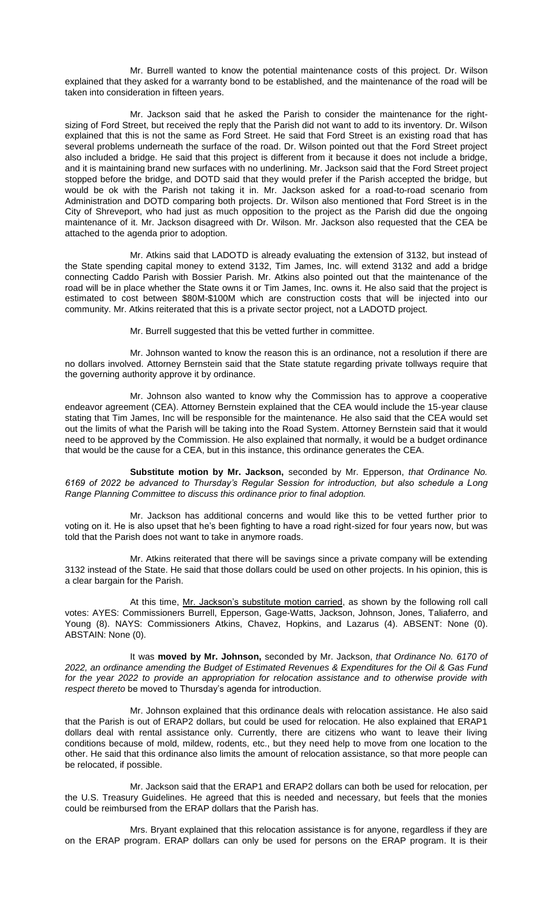Mr. Burrell wanted to know the potential maintenance costs of this project. Dr. Wilson explained that they asked for a warranty bond to be established, and the maintenance of the road will be taken into consideration in fifteen years.

Mr. Jackson said that he asked the Parish to consider the maintenance for the right-sizing of Ford Street, but received the reply that the Parish did not want to add to its inventory. Dr. Wilson explained that this is not the same as Ford Street. He said that Ford Street is an existing road that has several problems underneath the surface of the road. Dr. Wilson pointed out that the Ford Street project also included a bridge. He said that this project is different from it because it does not include a bridge, and it is maintaining brand new surfaces with no underlining. Mr. Jackson said that the Ford Street project stopped before the bridge, and DOTD said that they would prefer if the Parish accepted the bridge, but would be ok with the Parish not taking it in. Mr. Jackson asked for a road-to-road scenario from Administration and DOTD comparing both projects. Dr. Wilson also mentioned that Ford Street is in the City of Shreveport, who had just as much opposition to the project as the Parish did due the ongoing maintenance of it. Mr. Jackson disagreed with Dr. Wilson. Mr. Jackson also requested that the CEA be attached to the agenda prior to adoption.

Mr. Atkins said that LADOTD is already evaluating the extension of 3132, but instead of the State spending capital money to extend 3132, Tim James, Inc. will extend 3132 and add a bridge connecting Caddo Parish with Bossier Parish. Mr. Atkins also pointed out that the maintenance of the road will be in place whether the State owns it or Tim James, Inc. owns it. He also said that the project is estimated to cost between $80M-$100M which are construction costs that will be injected into our community. Mr. Atkins reiterated that this is a private sector project, not a LADOTD project.

Mr. Burrell suggested that this be vetted further in committee.

Mr. Johnson wanted to know the reason this is an ordinance, not a resolution if there are no dollars involved. Attorney Bernstein said that the State statute regarding private tollways require that the governing authority approve it by ordinance.

Mr. Johnson also wanted to know why the Commission has to approve a cooperative endeavor agreement (CEA). Attorney Bernstein explained that the CEA would include the 15-year clause stating that Tim James, Inc will be responsible for the maintenance. He also said that the CEA would set out the limits of what the Parish will be taking into the Road System. Attorney Bernstein said that it would need to be approved by the Commission. He also explained that normally, it would be a budget ordinance that would be the cause for a CEA, but in this instance, this ordinance generates the CEA.

**Substitute motion by Mr. Jackson,** seconded by Mr. Epperson, *that Ordinance No. 6169 of 2022 be advanced to Thursday's Regular Session for introduction, but also schedule a Long Range Planning Committee to discuss this ordinance prior to final adoption.*

Mr. Jackson has additional concerns and would like this to be vetted further prior to voting on it. He is also upset that he's been fighting to have a road right-sized for four years now, but was told that the Parish does not want to take in anymore roads.

Mr. Atkins reiterated that there will be savings since a private company will be extending 3132 instead of the State. He said that those dollars could be used on other projects. In his opinion, this is a clear bargain for the Parish.

At this time, Mr. Jackson's substitute motion carried, as shown by the following roll call votes: AYES: Commissioners Burrell, Epperson, Gage-Watts, Jackson, Johnson, Jones, Taliaferro, and Young (8). NAYS: Commissioners Atkins, Chavez, Hopkins, and Lazarus (4). ABSENT: None (0). ABSTAIN: None (0).

It was **moved by Mr. Johnson,** seconded by Mr. Jackson, *that Ordinance No. 6170 of 2022, an ordinance amending the Budget of Estimated Revenues & Expenditures for the Oil & Gas Fund for the year 2022 to provide an appropriation for relocation assistance and to otherwise provide with respect thereto* be moved to Thursday's agenda for introduction.

Mr. Johnson explained that this ordinance deals with relocation assistance. He also said that the Parish is out of ERAP2 dollars, but could be used for relocation. He also explained that ERAP1 dollars deal with rental assistance only. Currently, there are citizens who want to leave their living conditions because of mold, mildew, rodents, etc., but they need help to move from one location to the other. He said that this ordinance also limits the amount of relocation assistance, so that more people can be relocated, if possible.

Mr. Jackson said that the ERAP1 and ERAP2 dollars can both be used for relocation, per the U.S. Treasury Guidelines. He agreed that this is needed and necessary, but feels that the monies could be reimbursed from the ERAP dollars that the Parish has.

Mrs. Bryant explained that this relocation assistance is for anyone, regardless if they are on the ERAP program. ERAP dollars can only be used for persons on the ERAP program. It is their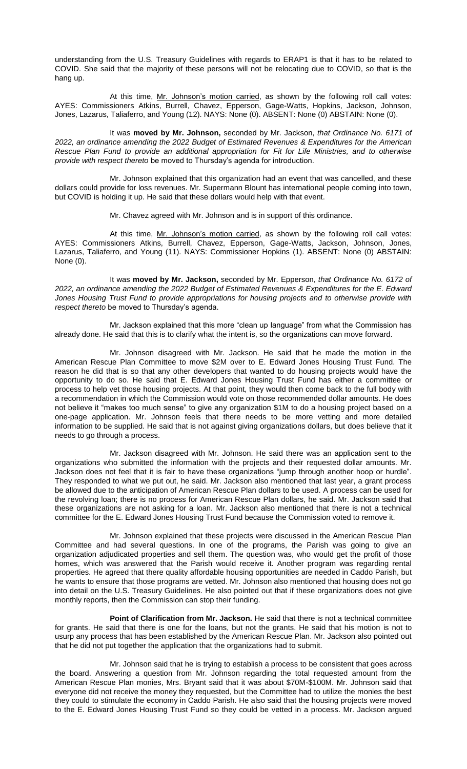understanding from the U.S. Treasury Guidelines with regards to ERAP1 is that it has to be related to COVID. She said that the majority of these persons will not be relocating due to COVID, so that is the hang up.

At this time, Mr. Johnson's motion carried, as shown by the following roll call votes: AYES: Commissioners Atkins, Burrell, Chavez, Epperson, Gage-Watts, Hopkins, Jackson, Johnson, Jones, Lazarus, Taliaferro, and Young (12). NAYS: None (0). ABSENT: None (0) ABSTAIN: None (0).

It was **moved by Mr. Johnson,** seconded by Mr. Jackson, *that Ordinance No. 6171 of 2022, an ordinance amending the 2022 Budget of Estimated Revenues & Expenditures for the American Rescue Plan Fund to provide an additional appropriation for Fit for Life Ministries, and to otherwise provide with respect thereto* be moved to Thursday's agenda for introduction.

Mr. Johnson explained that this organization had an event that was cancelled, and these dollars could provide for loss revenues. Mr. Supermann Blount has international people coming into town, but COVID is holding it up. He said that these dollars would help with that event.

Mr. Chavez agreed with Mr. Johnson and is in support of this ordinance.

At this time, Mr. Johnson's motion carried, as shown by the following roll call votes: AYES: Commissioners Atkins, Burrell, Chavez, Epperson, Gage-Watts, Jackson, Johnson, Jones, Lazarus, Taliaferro, and Young (11). NAYS: Commissioner Hopkins (1). ABSENT: None (0) ABSTAIN: None (0).

It was **moved by Mr. Jackson,** seconded by Mr. Epperson, *that Ordinance No. 6172 of 2022, an ordinance amending the 2022 Budget of Estimated Revenues & Expenditures for the E. Edward Jones Housing Trust Fund to provide appropriations for housing projects and to otherwise provide with respect thereto* be moved to Thursday's agenda.

Mr. Jackson explained that this more "clean up language" from what the Commission has already done. He said that this is to clarify what the intent is, so the organizations can move forward.

Mr. Johnson disagreed with Mr. Jackson. He said that he made the motion in the American Rescue Plan Committee to move $2M over to E. Edward Jones Housing Trust Fund. The reason he did that is so that any other developers that wanted to do housing projects would have the opportunity to do so. He said that E. Edward Jones Housing Trust Fund has either a committee or process to help vet those housing projects. At that point, they would then come back to the full body with a recommendation in which the Commission would vote on those recommended dollar amounts. He does not believe it "makes too much sense" to give any organization $1M to do a housing project based on a one-page application. Mr. Johnson feels that there needs to be more vetting and more detailed information to be supplied. He said that is not against giving organizations dollars, but does believe that it needs to go through a process.

Mr. Jackson disagreed with Mr. Johnson. He said there was an application sent to the organizations who submitted the information with the projects and their requested dollar amounts. Mr. Jackson does not feel that it is fair to have these organizations "jump through another hoop or hurdle". They responded to what we put out, he said. Mr. Jackson also mentioned that last year, a grant process be allowed due to the anticipation of American Rescue Plan dollars to be used. A process can be used for the revolving loan; there is no process for American Rescue Plan dollars, he said. Mr. Jackson said that these organizations are not asking for a loan. Mr. Jackson also mentioned that there is not a technical committee for the E. Edward Jones Housing Trust Fund because the Commission voted to remove it.

Mr. Johnson explained that these projects were discussed in the American Rescue Plan Committee and had several questions. In one of the programs, the Parish was going to give an organization adjudicated properties and sell them. The question was, who would get the profit of those homes, which was answered that the Parish would receive it. Another program was regarding rental properties. He agreed that there quality affordable housing opportunities are needed in Caddo Parish, but he wants to ensure that those programs are vetted. Mr. Johnson also mentioned that housing does not go into detail on the U.S. Treasury Guidelines. He also pointed out that if these organizations does not give monthly reports, then the Commission can stop their funding.

**Point of Clarification from Mr. Jackson.** He said that there is not a technical committee for grants. He said that there is one for the loans, but not the grants. He said that his motion is not to usurp any process that has been established by the American Rescue Plan. Mr. Jackson also pointed out that he did not put together the application that the organizations had to submit.

Mr. Johnson said that he is trying to establish a process to be consistent that goes across the board. Answering a question from Mr. Johnson regarding the total requested amount from the American Rescue Plan monies, Mrs. Bryant said that it was about $70M-$100M. Mr. Johnson said that everyone did not receive the money they requested, but the Committee had to utilize the monies the best they could to stimulate the economy in Caddo Parish. He also said that the housing projects were moved to the E. Edward Jones Housing Trust Fund so they could be vetted in a process. Mr. Jackson argued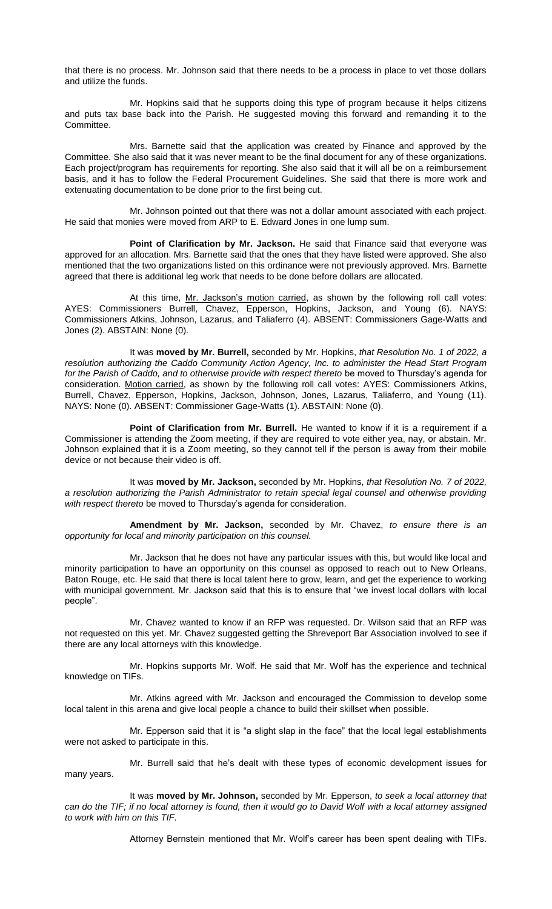that there is no process. Mr. Johnson said that there needs to be a process in place to vet those dollars and utilize the funds.

Mr. Hopkins said that he supports doing this type of program because it helps citizens and puts tax base back into the Parish. He suggested moving this forward and remanding it to the Committee.

Mrs. Barnette said that the application was created by Finance and approved by the Committee. She also said that it was never meant to be the final document for any of these organizations. Each project/program has requirements for reporting. She also said that it will all be on a reimbursement basis, and it has to follow the Federal Procurement Guidelines. She said that there is more work and extenuating documentation to be done prior to the first being cut.

Mr. Johnson pointed out that there was not a dollar amount associated with each project. He said that monies were moved from ARP to E. Edward Jones in one lump sum.

**Point of Clarification by Mr. Jackson.** He said that Finance said that everyone was approved for an allocation. Mrs. Barnette said that the ones that they have listed were approved. She also mentioned that the two organizations listed on this ordinance were not previously approved. Mrs. Barnette agreed that there is additional leg work that needs to be done before dollars are allocated.

At this time, <u>Mr. Jackson's motion carried</u>, as shown by the following roll call votes: AYES: Commissioners Burrell, Chavez, Epperson, Hopkins, Jackson, and Young (6). NAYS: Commissioners Atkins, Johnson, Lazarus, and Taliaferro (4). ABSENT: Commissioners Gage-Watts and Jones (2). ABSTAIN: None (0).

It was **moved by Mr. Burrell,** seconded by Mr. Hopkins, *that Resolution No. 1 of 2022, a resolution authorizing the Caddo Community Action Agency, Inc. to administer the Head Start Program for the Parish of Caddo, and to otherwise provide with respect thereto* be moved to Thursday's agenda for consideration. <u>Motion carried</u>, as shown by the following roll call votes: AYES: Commissioners Atkins, Burrell, Chavez, Epperson, Hopkins, Jackson, Johnson, Jones, Lazarus, Taliaferro, and Young (11). NAYS: None (0). ABSENT: Commissioner Gage-Watts (1). ABSTAIN: None (0).

**Point of Clarification from Mr. Burrell.** He wanted to know if it is a requirement if a Commissioner is attending the Zoom meeting, if they are required to vote either yea, nay, or abstain. Mr. Johnson explained that it is a Zoom meeting, so they cannot tell if the person is away from their mobile device or not because their video is off.

It was **moved by Mr. Jackson,** seconded by Mr. Hopkins, *that Resolution No. 7 of 2022, a resolution authorizing the Parish Administrator to retain special legal counsel and otherwise providing with respect thereto* be moved to Thursday's agenda for consideration.

**Amendment by Mr. Jackson,** seconded by Mr. Chavez, *to ensure there is an opportunity for local and minority participation on this counsel.*

Mr. Jackson that he does not have any particular issues with this, but would like local and minority participation to have an opportunity on this counsel as opposed to reach out to New Orleans, Baton Rouge, etc. He said that there is local talent here to grow, learn, and get the experience to working with municipal government. Mr. Jackson said that this is to ensure that "we invest local dollars with local people".

Mr. Chavez wanted to know if an RFP was requested. Dr. Wilson said that an RFP was not requested on this yet. Mr. Chavez suggested getting the Shreveport Bar Association involved to see if there are any local attorneys with this knowledge.

Mr. Hopkins supports Mr. Wolf. He said that Mr. Wolf has the experience and technical knowledge on TIFs.

Mr. Atkins agreed with Mr. Jackson and encouraged the Commission to develop some local talent in this arena and give local people a chance to build their skillset when possible.

Mr. Epperson said that it is "a slight slap in the face" that the local legal establishments were not asked to participate in this.

Mr. Burrell said that he's dealt with these types of economic development issues for many years.

It was **moved by Mr. Johnson,** seconded by Mr. Epperson, *to seek a local attorney that can do the TIF; if no local attorney is found, then it would go to David Wolf with a local attorney assigned to work with him on this TIF.*

Attorney Bernstein mentioned that Mr. Wolf's career has been spent dealing with TIFs.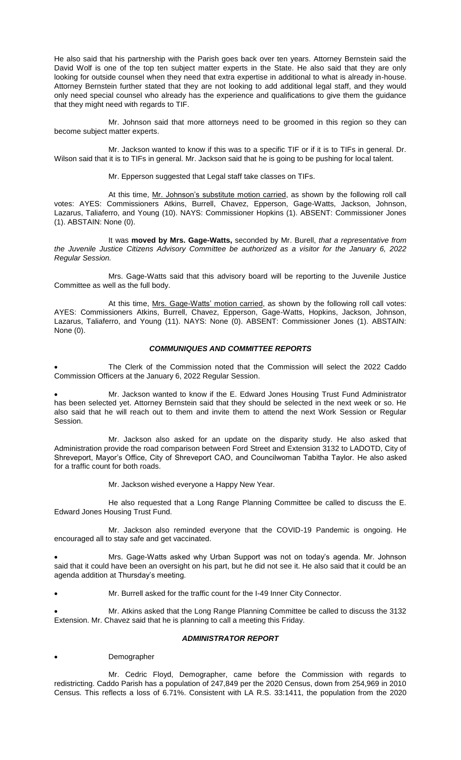He also said that his partnership with the Parish goes back over ten years. Attorney Bernstein said the David Wolf is one of the top ten subject matter experts in the State. He also said that they are only looking for outside counsel when they need that extra expertise in additional to what is already in-house. Attorney Bernstein further stated that they are not looking to add additional legal staff, and they would only need special counsel who already has the experience and qualifications to give them the guidance that they might need with regards to TIF.

Mr. Johnson said that more attorneys need to be groomed in this region so they can become subject matter experts.

Mr. Jackson wanted to know if this was to a specific TIF or if it is to TIFs in general. Dr. Wilson said that it is to TIFs in general. Mr. Jackson said that he is going to be pushing for local talent.

Mr. Epperson suggested that Legal staff take classes on TIFs.

At this time, <u>Mr. Johnson's substitute motion carried</u>, as shown by the following roll call votes: AYES: Commissioners Atkins, Burrell, Chavez, Epperson, Gage-Watts, Jackson, Johnson, Lazarus, Taliaferro, and Young (10). NAYS: Commissioner Hopkins (1). ABSENT: Commissioner Jones (1). ABSTAIN: None (0).

It was **moved by Mrs. Gage-Watts,** seconded by Mr. Burell, *that a representative from the Juvenile Justice Citizens Advisory Committee be authorized as a visitor for the January 6, 2022 Regular Session.*

Mrs. Gage-Watts said that this advisory board will be reporting to the Juvenile Justice Committee as well as the full body.

At this time, <u>Mrs. Gage-Watts' motion carried</u>, as shown by the following roll call votes: AYES: Commissioners Atkins, Burrell, Chavez, Epperson, Gage-Watts, Hopkins, Jackson, Johnson, Lazarus, Taliaferro, and Young (11). NAYS: None (0). ABSENT: Commissioner Jones (1). ABSTAIN: None (0).

### *COMMUNIQUES AND COMMITTEE REPORTS*

- The Clerk of the Commission noted that the Commission will select the 2022 Caddo Commission Officers at the January 6, 2022 Regular Session.

- Mr. Jackson wanted to know if the E. Edward Jones Housing Trust Fund Administrator has been selected yet. Attorney Bernstein said that they should be selected in the next week or so. He also said that he will reach out to them and invite them to attend the next Work Session or Regular Session.

  Mr. Jackson also asked for an update on the disparity study. He also asked that Administration provide the road comparison between Ford Street and Extension 3132 to LADOTD, City of Shreveport, Mayor's Office, City of Shreveport CAO, and Councilwoman Tabitha Taylor. He also asked for a traffic count for both roads.

  Mr. Jackson wished everyone a Happy New Year.

  He also requested that a Long Range Planning Committee be called to discuss the E. Edward Jones Housing Trust Fund.

  Mr. Jackson also reminded everyone that the COVID-19 Pandemic is ongoing. He encouraged all to stay safe and get vaccinated.

- Mrs. Gage-Watts asked why Urban Support was not on today's agenda. Mr. Johnson said that it could have been an oversight on his part, but he did not see it. He also said that it could be an agenda addition at Thursday's meeting.

- Mr. Burrell asked for the traffic count for the I-49 Inner City Connector.

- Mr. Atkins asked that the Long Range Planning Committee be called to discuss the 3132 Extension. Mr. Chavez said that he is planning to call a meeting this Friday.

### *ADMINISTRATOR REPORT*

- Demographer

  Mr. Cedric Floyd, Demographer, came before the Commission with regards to redistricting. Caddo Parish has a population of 247,849 per the 2020 Census, down from 254,969 in 2010 Census. This reflects a loss of 6.71%. Consistent with LA R.S. 33:1411, the population from the 2020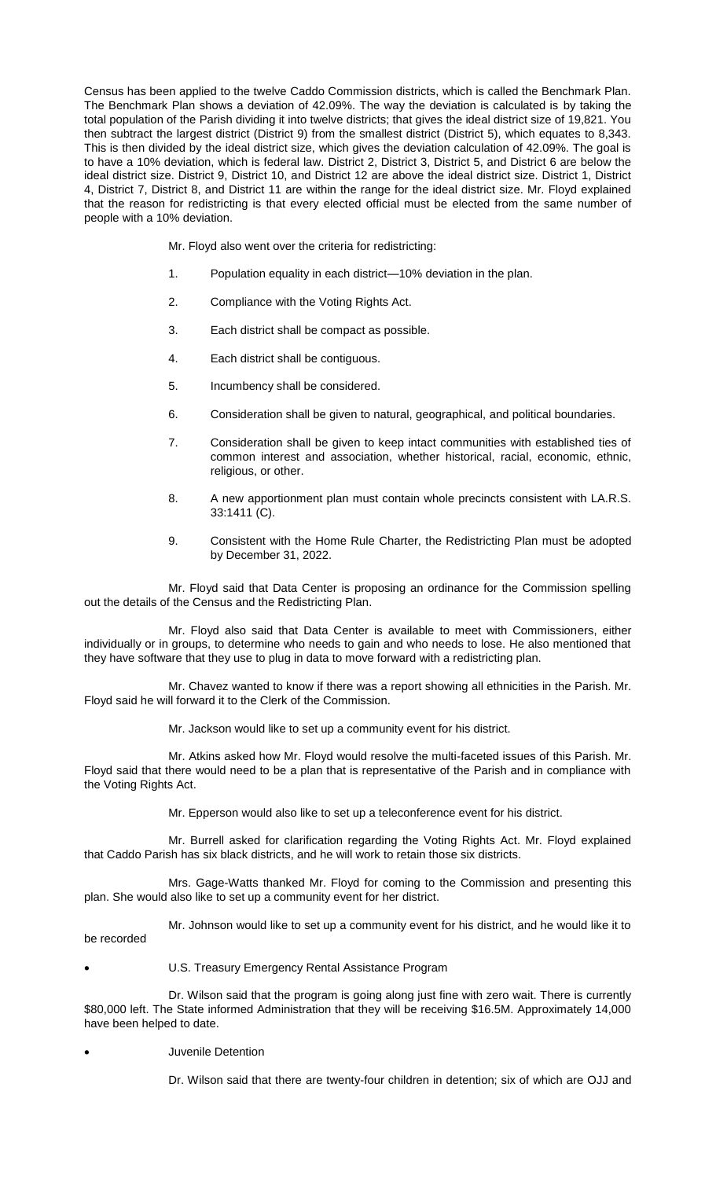Census has been applied to the twelve Caddo Commission districts, which is called the Benchmark Plan. The Benchmark Plan shows a deviation of 42.09%. The way the deviation is calculated is by taking the total population of the Parish dividing it into twelve districts; that gives the ideal district size of 19,821. You then subtract the largest district (District 9) from the smallest district (District 5), which equates to 8,343. This is then divided by the ideal district size, which gives the deviation calculation of 42.09%. The goal is to have a 10% deviation, which is federal law. District 2, District 3, District 5, and District 6 are below the ideal district size. District 9, District 10, and District 12 are above the ideal district size. District 1, District 4, District 7, District 8, and District 11 are within the range for the ideal district size. Mr. Floyd explained that the reason for redistricting is that every elected official must be elected from the same number of people with a 10% deviation.

Mr. Floyd also went over the criteria for redistricting:

1. Population equality in each district—10% deviation in the plan.
2. Compliance with the Voting Rights Act.
3. Each district shall be compact as possible.
4. Each district shall be contiguous.
5. Incumbency shall be considered.
6. Consideration shall be given to natural, geographical, and political boundaries.
7. Consideration shall be given to keep intact communities with established ties of common interest and association, whether historical, racial, economic, ethnic, religious, or other.
8. A new apportionment plan must contain whole precincts consistent with LA.R.S. 33:1411 (C).
9. Consistent with the Home Rule Charter, the Redistricting Plan must be adopted by December 31, 2022.

Mr. Floyd said that Data Center is proposing an ordinance for the Commission spelling out the details of the Census and the Redistricting Plan.

Mr. Floyd also said that Data Center is available to meet with Commissioners, either individually or in groups, to determine who needs to gain and who needs to lose. He also mentioned that they have software that they use to plug in data to move forward with a redistricting plan.

Mr. Chavez wanted to know if there was a report showing all ethnicities in the Parish. Mr. Floyd said he will forward it to the Clerk of the Commission.

Mr. Jackson would like to set up a community event for his district.

Mr. Atkins asked how Mr. Floyd would resolve the multi-faceted issues of this Parish. Mr. Floyd said that there would need to be a plan that is representative of the Parish and in compliance with the Voting Rights Act.

Mr. Epperson would also like to set up a teleconference event for his district.

Mr. Burrell asked for clarification regarding the Voting Rights Act. Mr. Floyd explained that Caddo Parish has six black districts, and he will work to retain those six districts.

Mrs. Gage-Watts thanked Mr. Floyd for coming to the Commission and presenting this plan. She would also like to set up a community event for her district.

Mr. Johnson would like to set up a community event for his district, and he would like it to be recorded

- U.S. Treasury Emergency Rental Assistance Program

Dr. Wilson said that the program is going along just fine with zero wait. There is currently $80,000 left. The State informed Administration that they will be receiving $16.5M. Approximately 14,000 have been helped to date.

- Juvenile Detention

Dr. Wilson said that there are twenty-four children in detention; six of which are OJJ and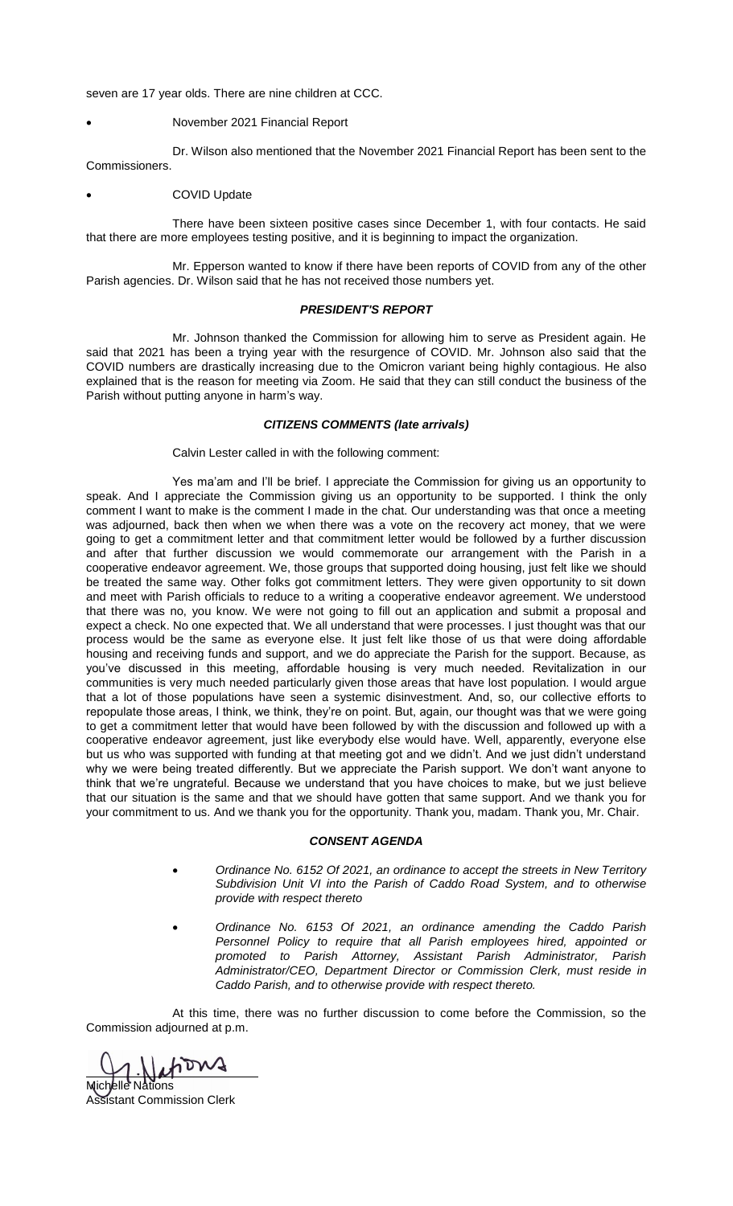seven are 17 year olds. There are nine children at CCC.

- November 2021 Financial Report

Dr. Wilson also mentioned that the November 2021 Financial Report has been sent to the Commissioners.

- COVID Update

There have been sixteen positive cases since December 1, with four contacts. He said that there are more employees testing positive, and it is beginning to impact the organization.

Mr. Epperson wanted to know if there have been reports of COVID from any of the other Parish agencies. Dr. Wilson said that he has not received those numbers yet.

### *PRESIDENT'S REPORT*

Mr. Johnson thanked the Commission for allowing him to serve as President again. He said that 2021 has been a trying year with the resurgence of COVID. Mr. Johnson also said that the COVID numbers are drastically increasing due to the Omicron variant being highly contagious. He also explained that is the reason for meeting via Zoom. He said that they can still conduct the business of the Parish without putting anyone in harm's way.

### *CITIZENS COMMENTS (late arrivals)*

Calvin Lester called in with the following comment:

Yes ma'am and I'll be brief. I appreciate the Commission for giving us an opportunity to speak. And I appreciate the Commission giving us an opportunity to be supported. I think the only comment I want to make is the comment I made in the chat. Our understanding was that once a meeting was adjourned, back then when we when there was a vote on the recovery act money, that we were going to get a commitment letter and that commitment letter would be followed by a further discussion and after that further discussion we would commemorate our arrangement with the Parish in a cooperative endeavor agreement. We, those groups that supported doing housing, just felt like we should be treated the same way. Other folks got commitment letters. They were given opportunity to sit down and meet with Parish officials to reduce to a writing a cooperative endeavor agreement. We understood that there was no, you know. We were not going to fill out an application and submit a proposal and expect a check. No one expected that. We all understand that were processes. I just thought was that our process would be the same as everyone else. It just felt like those of us that were doing affordable housing and receiving funds and support, and we do appreciate the Parish for the support. Because, as you've discussed in this meeting, affordable housing is very much needed. Revitalization in our communities is very much needed particularly given those areas that have lost population. I would argue that a lot of those populations have seen a systemic disinvestment. And, so, our collective efforts to repopulate those areas, I think, we think, they're on point. But, again, our thought was that we were going to get a commitment letter that would have been followed by with the discussion and followed up with a cooperative endeavor agreement, just like everybody else would have. Well, apparently, everyone else but us who was supported with funding at that meeting got and we didn't. And we just didn't understand why we were being treated differently. But we appreciate the Parish support. We don't want anyone to think that we're ungrateful. Because we understand that you have choices to make, but we just believe that our situation is the same and that we should have gotten that same support. And we thank you for your commitment to us. And we thank you for the opportunity. Thank you, madam. Thank you, Mr. Chair.

### *CONSENT AGENDA*

- *Ordinance No. 6152 Of 2021, an ordinance to accept the streets in New Territory Subdivision Unit VI into the Parish of Caddo Road System, and to otherwise provide with respect thereto*
- *Ordinance No. 6153 Of 2021, an ordinance amending the Caddo Parish Personnel Policy to require that all Parish employees hired, appointed or promoted to Parish Attorney, Assistant Parish Administrator, Parish Administrator/CEO, Department Director or Commission Clerk, must reside in Caddo Parish, and to otherwise provide with respect thereto.*

At this time, there was no further discussion to come before the Commission, so the Commission adjourned at p.m.

Michelle Nations
Assistant Commission Clerk